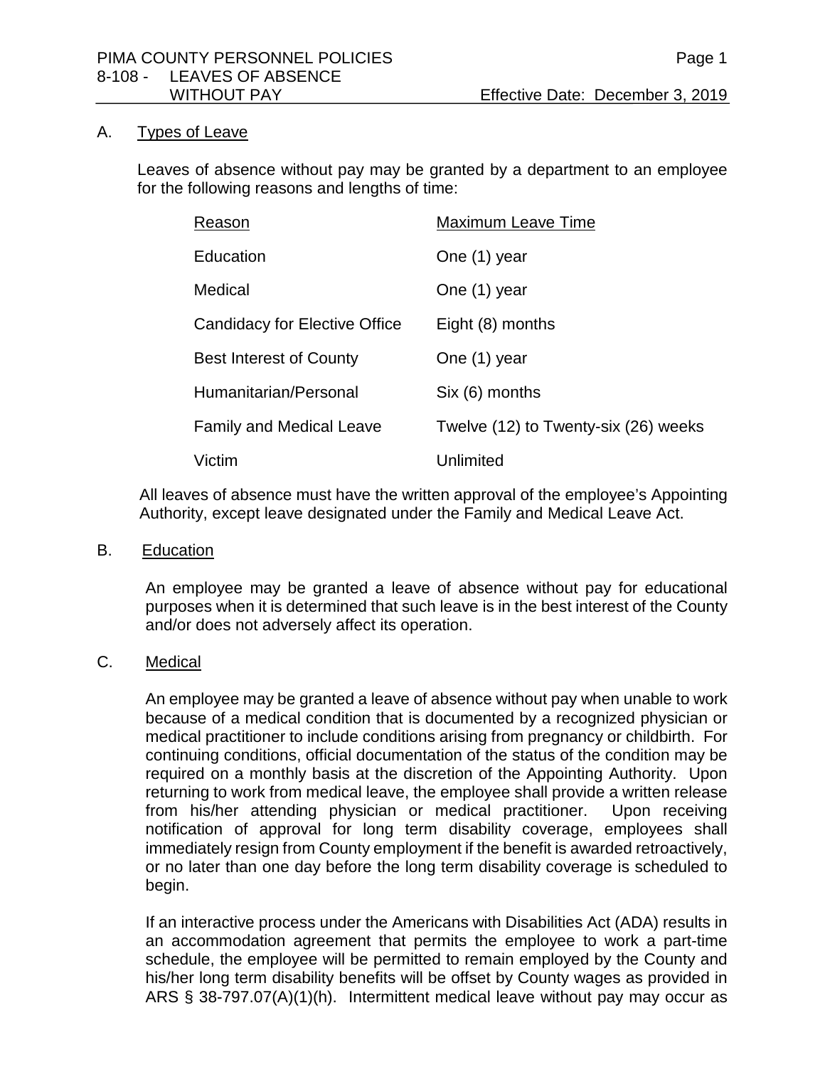# 8-108 - LEAVES OF ABSENCE WITHOUT PAY

Effective Date: December 3, 2019

## A. Types of Leave

Leaves of absence without pay may be granted by a department to an employee for the following reasons and lengths of time:

| Reason | Maximum Leave Time |
|---|---|
| Education | One (1) year |
| Medical | One (1) year |
| Candidacy for Elective Office | Eight (8) months |
| Best Interest of County | One (1) year |
| Humanitarian/Personal | Six (6) months |
| Family and Medical Leave | Twelve (12) to Twenty-six (26) weeks |
| Victim | Unlimited |

All leaves of absence must have the written approval of the employee's Appointing Authority, except leave designated under the Family and Medical Leave Act.

## B. Education

An employee may be granted a leave of absence without pay for educational purposes when it is determined that such leave is in the best interest of the County and/or does not adversely affect its operation.

## C. Medical

An employee may be granted a leave of absence without pay when unable to work because of a medical condition that is documented by a recognized physician or medical practitioner to include conditions arising from pregnancy or childbirth. For continuing conditions, official documentation of the status of the condition may be required on a monthly basis at the discretion of the Appointing Authority. Upon returning to work from medical leave, the employee shall provide a written release from his/her attending physician or medical practitioner. Upon receiving notification of approval for long term disability coverage, employees shall immediately resign from County employment if the benefit is awarded retroactively, or no later than one day before the long term disability coverage is scheduled to begin.

If an interactive process under the Americans with Disabilities Act (ADA) results in an accommodation agreement that permits the employee to work a part-time schedule, the employee will be permitted to remain employed by the County and his/her long term disability benefits will be offset by County wages as provided in ARS § 38-797.07(A)(1)(h). Intermittent medical leave without pay may occur as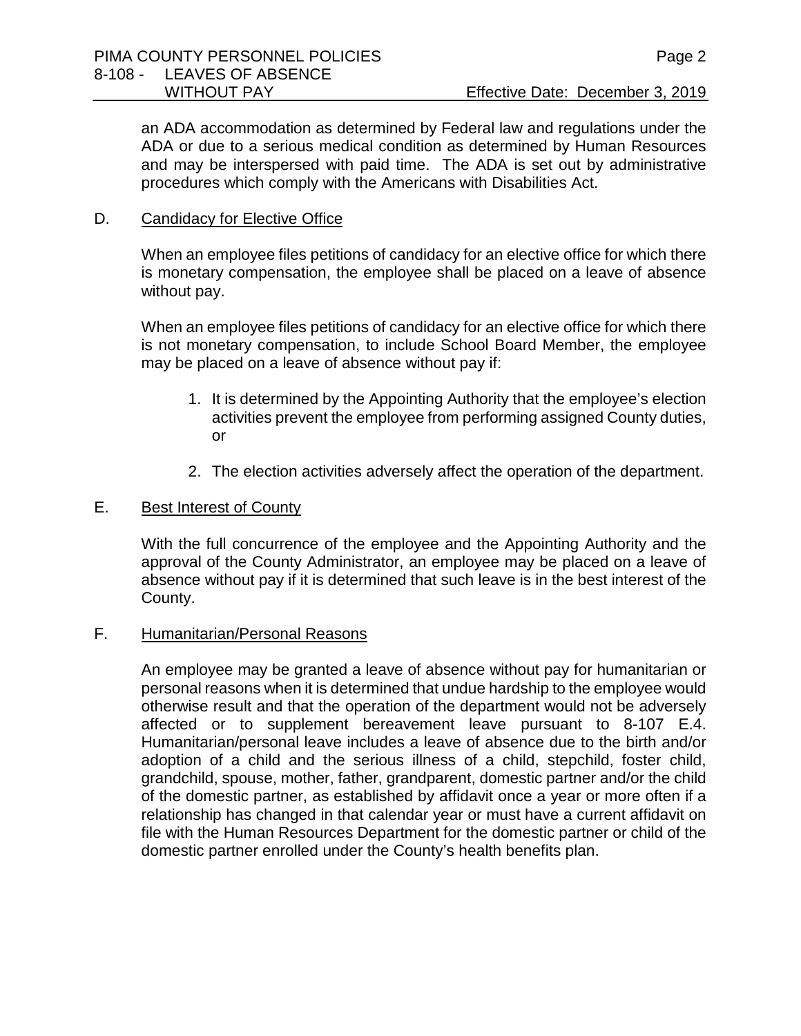an ADA accommodation as determined by Federal law and regulations under the ADA or due to a serious medical condition as determined by Human Resources and may be interspersed with paid time. The ADA is set out by administrative procedures which comply with the Americans with Disabilities Act.

D. Candidacy for Elective Office

When an employee files petitions of candidacy for an elective office for which there is monetary compensation, the employee shall be placed on a leave of absence without pay.

When an employee files petitions of candidacy for an elective office for which there is not monetary compensation, to include School Board Member, the employee may be placed on a leave of absence without pay if:

1. It is determined by the Appointing Authority that the employee's election activities prevent the employee from performing assigned County duties, or

2. The election activities adversely affect the operation of the department.

E. Best Interest of County

With the full concurrence of the employee and the Appointing Authority and the approval of the County Administrator, an employee may be placed on a leave of absence without pay if it is determined that such leave is in the best interest of the County.

F. Humanitarian/Personal Reasons

An employee may be granted a leave of absence without pay for humanitarian or personal reasons when it is determined that undue hardship to the employee would otherwise result and that the operation of the department would not be adversely affected or to supplement bereavement leave pursuant to 8-107 E.4. Humanitarian/personal leave includes a leave of absence due to the birth and/or adoption of a child and the serious illness of a child, stepchild, foster child, grandchild, spouse, mother, father, grandparent, domestic partner and/or the child of the domestic partner, as established by affidavit once a year or more often if a relationship has changed in that calendar year or must have a current affidavit on file with the Human Resources Department for the domestic partner or child of the domestic partner enrolled under the County's health benefits plan.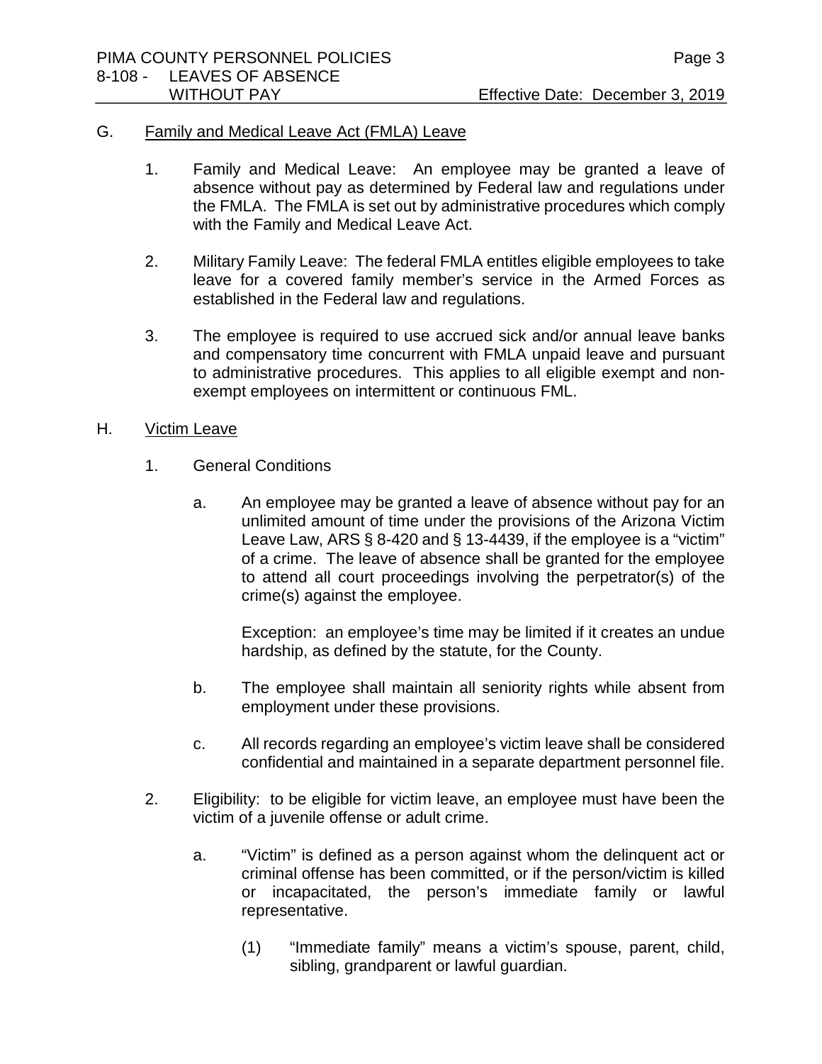G. <u>Family and Medical Leave Act (FMLA) Leave</u>

1. Family and Medical Leave: An employee may be granted a leave of absence without pay as determined by Federal law and regulations under the FMLA. The FMLA is set out by administrative procedures which comply with the Family and Medical Leave Act.

2. Military Family Leave: The federal FMLA entitles eligible employees to take leave for a covered family member's service in the Armed Forces as established in the Federal law and regulations.

3. The employee is required to use accrued sick and/or annual leave banks and compensatory time concurrent with FMLA unpaid leave and pursuant to administrative procedures. This applies to all eligible exempt and non-exempt employees on intermittent or continuous FML.

H. <u>Victim Leave</u>

1. General Conditions

   a. An employee may be granted a leave of absence without pay for an unlimited amount of time under the provisions of the Arizona Victim Leave Law, ARS § 8-420 and § 13-4439, if the employee is a "victim" of a crime. The leave of absence shall be granted for the employee to attend all court proceedings involving the perpetrator(s) of the crime(s) against the employee.

      Exception: an employee's time may be limited if it creates an undue hardship, as defined by the statute, for the County.

   b. The employee shall maintain all seniority rights while absent from employment under these provisions.

   c. All records regarding an employee's victim leave shall be considered confidential and maintained in a separate department personnel file.

2. Eligibility: to be eligible for victim leave, an employee must have been the victim of a juvenile offense or adult crime.

   a. "Victim" is defined as a person against whom the delinquent act or criminal offense has been committed, or if the person/victim is killed or incapacitated, the person's immediate family or lawful representative.

      (1) "Immediate family" means a victim's spouse, parent, child, sibling, grandparent or lawful guardian.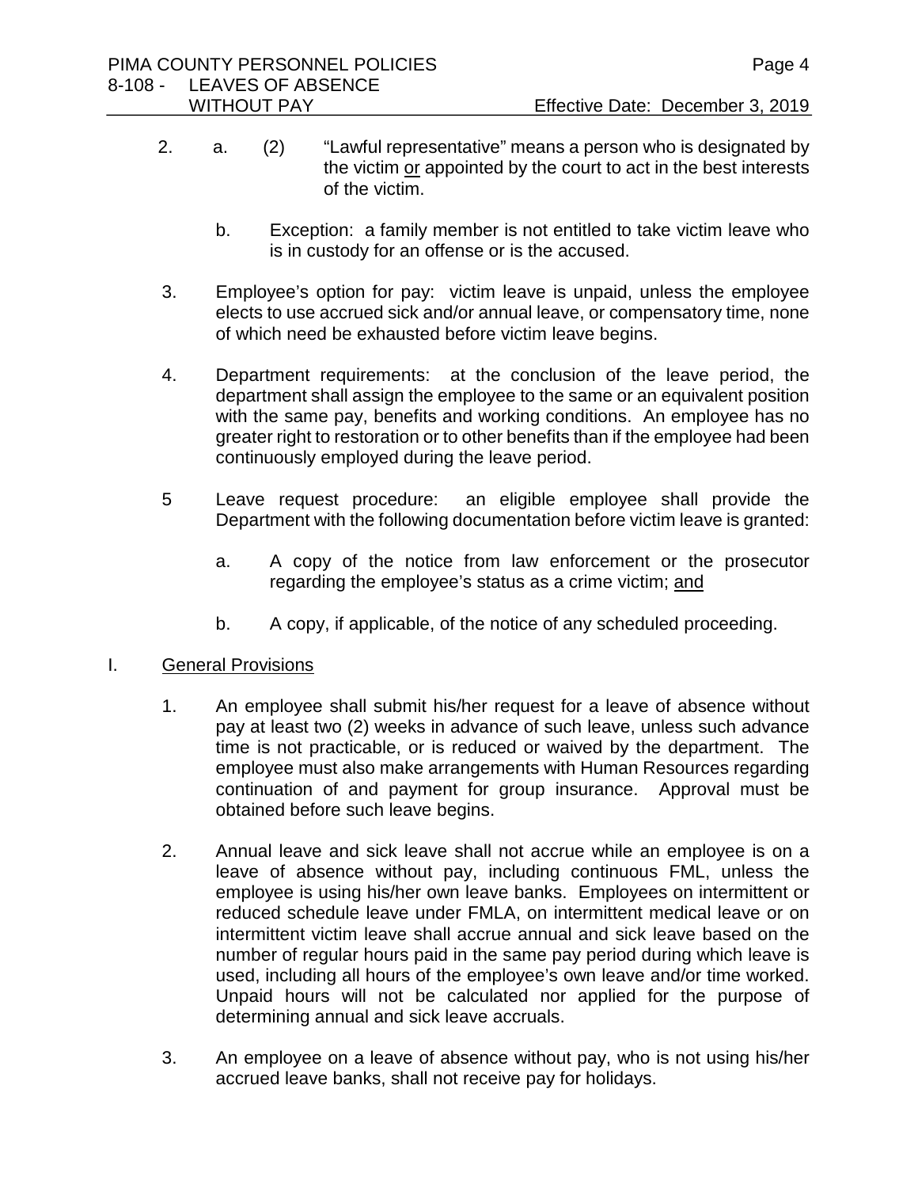2. a. (2) "Lawful representative" means a person who is designated by the victim <u>or</u> appointed by the court to act in the best interests of the victim.

   b. Exception: a family member is not entitled to take victim leave who is in custody for an offense or is the accused.

3. Employee's option for pay: victim leave is unpaid, unless the employee elects to use accrued sick and/or annual leave, or compensatory time, none of which need be exhausted before victim leave begins.

4. Department requirements: at the conclusion of the leave period, the department shall assign the employee to the same or an equivalent position with the same pay, benefits and working conditions. An employee has no greater right to restoration or to other benefits than if the employee had been continuously employed during the leave period.

5 Leave request procedure: an eligible employee shall provide the Department with the following documentation before victim leave is granted:

   a. A copy of the notice from law enforcement or the prosecutor regarding the employee's status as a crime victim; <u>and</u>

   b. A copy, if applicable, of the notice of any scheduled proceeding.

I. <u>General Provisions</u>

1. An employee shall submit his/her request for a leave of absence without pay at least two (2) weeks in advance of such leave, unless such advance time is not practicable, or is reduced or waived by the department. The employee must also make arrangements with Human Resources regarding continuation of and payment for group insurance. Approval must be obtained before such leave begins.

2. Annual leave and sick leave shall not accrue while an employee is on a leave of absence without pay, including continuous FML, unless the employee is using his/her own leave banks. Employees on intermittent or reduced schedule leave under FMLA, on intermittent medical leave or on intermittent victim leave shall accrue annual and sick leave based on the number of regular hours paid in the same pay period during which leave is used, including all hours of the employee's own leave and/or time worked. Unpaid hours will not be calculated nor applied for the purpose of determining annual and sick leave accruals.

3. An employee on a leave of absence without pay, who is not using his/her accrued leave banks, shall not receive pay for holidays.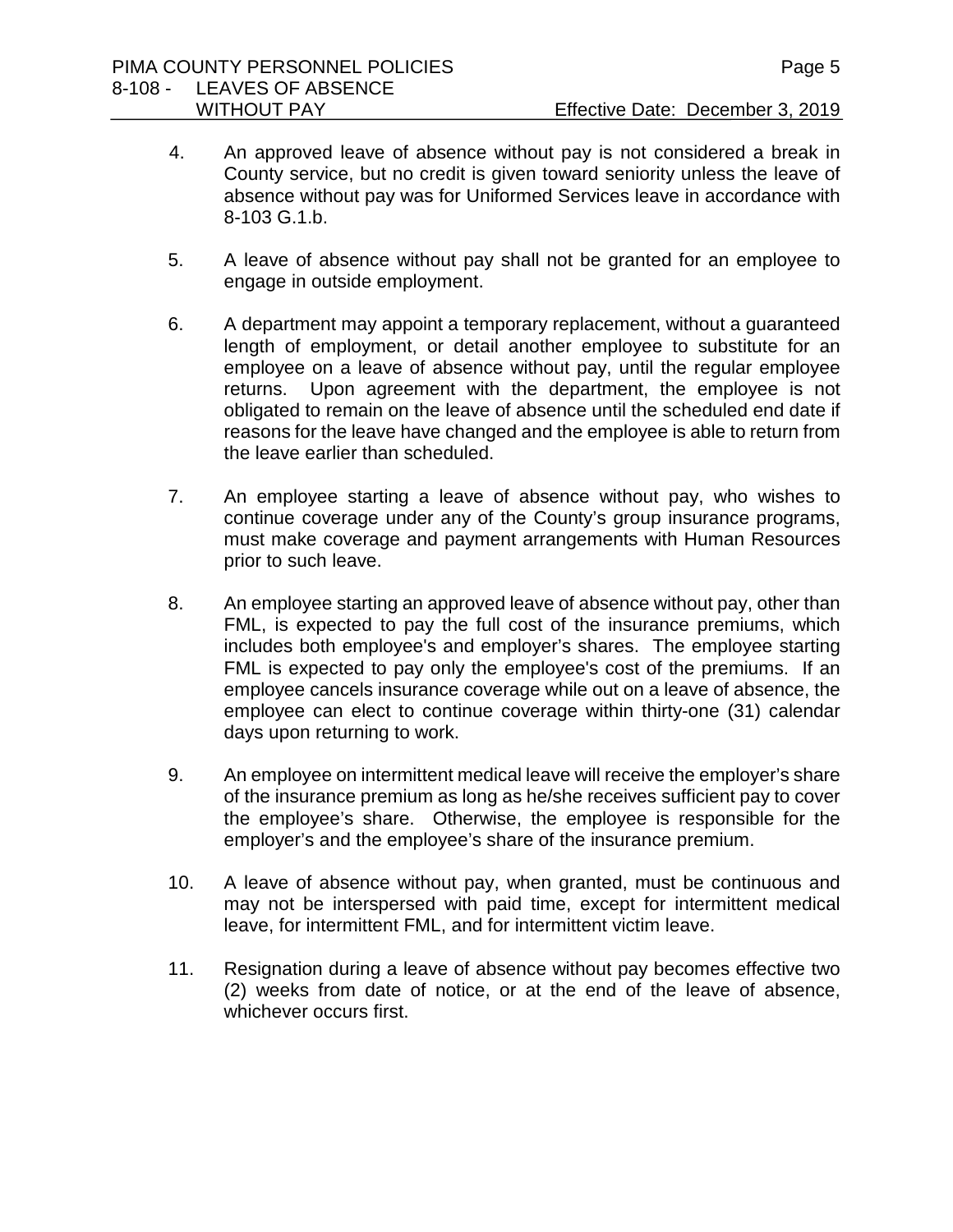4. An approved leave of absence without pay is not considered a break in County service, but no credit is given toward seniority unless the leave of absence without pay was for Uniformed Services leave in accordance with 8-103 G.1.b.

5. A leave of absence without pay shall not be granted for an employee to engage in outside employment.

6. A department may appoint a temporary replacement, without a guaranteed length of employment, or detail another employee to substitute for an employee on a leave of absence without pay, until the regular employee returns. Upon agreement with the department, the employee is not obligated to remain on the leave of absence until the scheduled end date if reasons for the leave have changed and the employee is able to return from the leave earlier than scheduled.

7. An employee starting a leave of absence without pay, who wishes to continue coverage under any of the County's group insurance programs, must make coverage and payment arrangements with Human Resources prior to such leave.

8. An employee starting an approved leave of absence without pay, other than FML, is expected to pay the full cost of the insurance premiums, which includes both employee's and employer's shares. The employee starting FML is expected to pay only the employee's cost of the premiums. If an employee cancels insurance coverage while out on a leave of absence, the employee can elect to continue coverage within thirty-one (31) calendar days upon returning to work.

9. An employee on intermittent medical leave will receive the employer's share of the insurance premium as long as he/she receives sufficient pay to cover the employee's share. Otherwise, the employee is responsible for the employer's and the employee's share of the insurance premium.

10. A leave of absence without pay, when granted, must be continuous and may not be interspersed with paid time, except for intermittent medical leave, for intermittent FML, and for intermittent victim leave.

11. Resignation during a leave of absence without pay becomes effective two (2) weeks from date of notice, or at the end of the leave of absence, whichever occurs first.